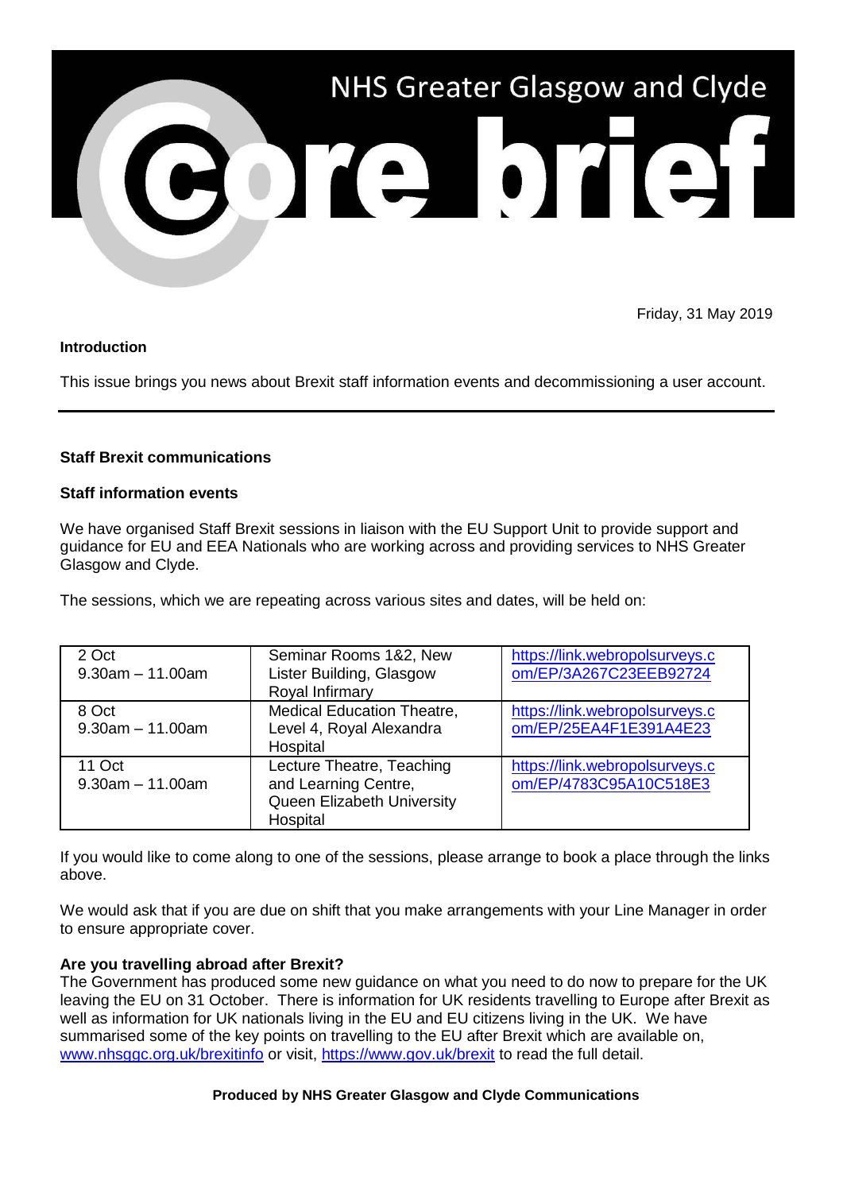# NHS Greater Glasgow and Clyde

# core brief

Friday, 31 May 2019

**Introduction**

This issue brings you news about Brexit staff information events and decommissioning a user account.

---

**Staff Brexit communications**

**Staff information events**

We have organised Staff Brexit sessions in liaison with the EU Support Unit to provide support and guidance for EU and EEA Nationals who are working across and providing services to NHS Greater Glasgow and Clyde.

The sessions, which we are repeating across various sites and dates, will be held on:

| | | |
|---|---|---|
| 2 Oct<br>9.30am – 11.00am | Seminar Rooms 1&2, New Lister Building, Glasgow Royal Infirmary | https://link.webropolsurveys.com/EP/3A267C23EEB92724 |
| 8 Oct<br>9.30am – 11.00am | Medical Education Theatre, Level 4, Royal Alexandra Hospital | https://link.webropolsurveys.com/EP/25EA4F1E391A4E23 |
| 11 Oct<br>9.30am – 11.00am | Lecture Theatre, Teaching and Learning Centre, Queen Elizabeth University Hospital | https://link.webropolsurveys.com/EP/4783C95A10C518E3 |

If you would like to come along to one of the sessions, please arrange to book a place through the links above.

We would ask that if you are due on shift that you make arrangements with your Line Manager in order to ensure appropriate cover.

**Are you travelling abroad after Brexit?**

The Government has produced some new guidance on what you need to do now to prepare for the UK leaving the EU on 31 October. There is information for UK residents travelling to Europe after Brexit as well as information for UK nationals living in the EU and EU citizens living in the UK. We have summarised some of the key points on travelling to the EU after Brexit which are available on, www.nhsggc.org.uk/brexitinfo or visit, https://www.gov.uk/brexit to read the full detail.

**Produced by NHS Greater Glasgow and Clyde Communications**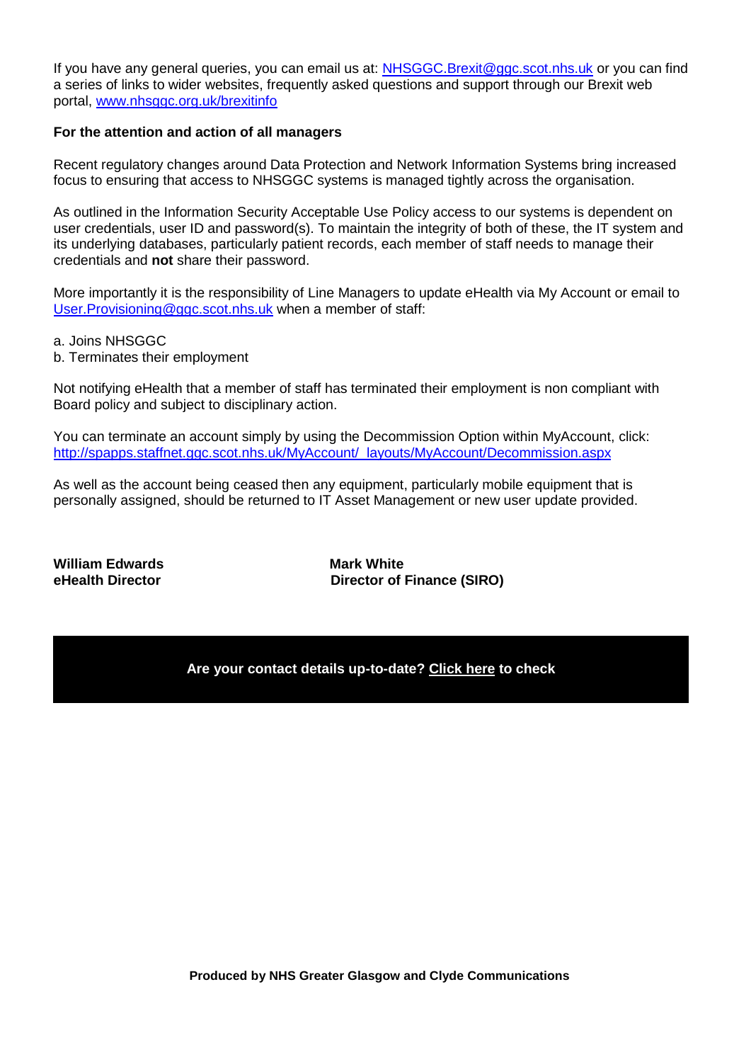If you have any general queries, you can email us at: NHSGGC.Brexit@ggc.scot.nhs.uk or you can find a series of links to wider websites, frequently asked questions and support through our Brexit web portal, www.nhsggc.org.uk/brexitinfo

**For the attention and action of all managers**

Recent regulatory changes around Data Protection and Network Information Systems bring increased focus to ensuring that access to NHSGGC systems is managed tightly across the organisation.

As outlined in the Information Security Acceptable Use Policy access to our systems is dependent on user credentials, user ID and password(s). To maintain the integrity of both of these, the IT system and its underlying databases, particularly patient records, each member of staff needs to manage their credentials and **not** share their password.

More importantly it is the responsibility of Line Managers to update eHealth via My Account or email to User.Provisioning@ggc.scot.nhs.uk when a member of staff:

a. Joins NHSGGC
b. Terminates their employment

Not notifying eHealth that a member of staff has terminated their employment is non compliant with Board policy and subject to disciplinary action.

You can terminate an account simply by using the Decommission Option within MyAccount, click: http://spapps.staffnet.ggc.scot.nhs.uk/MyAccount/_layouts/MyAccount/Decommission.aspx

As well as the account being ceased then any equipment, particularly mobile equipment that is personally assigned, should be returned to IT Asset Management or new user update provided.

**William Edwards**
**eHealth Director**

**Mark White**
**Director of Finance (SIRO)**

**Are your contact details up-to-date? Click here to check**

**Produced by NHS Greater Glasgow and Clyde Communications**